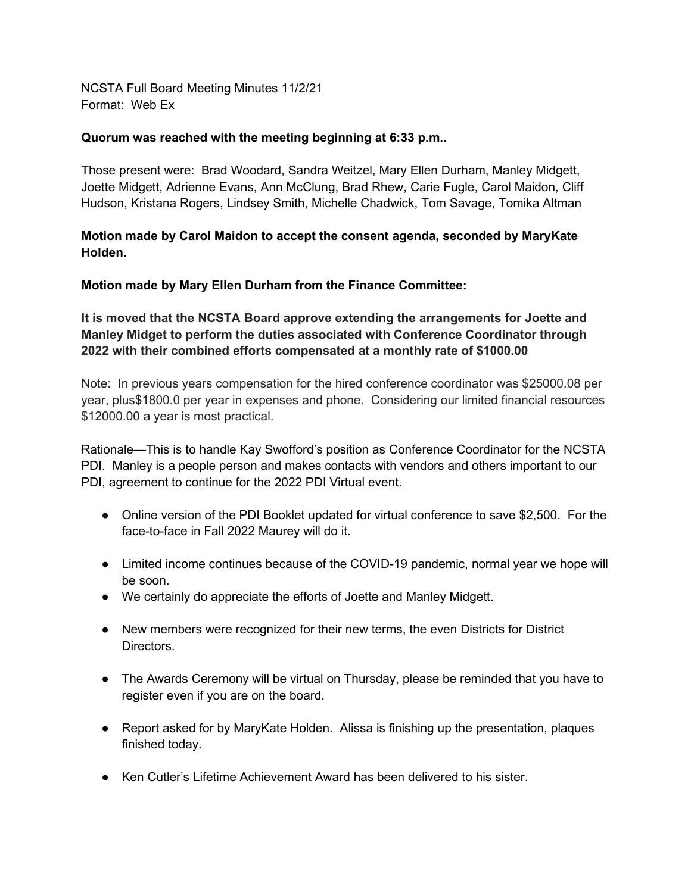NCSTA Full Board Meeting Minutes 11/2/21
Format: Web Ex

**Quorum was reached with the meeting beginning at 6:33 p.m..**

Those present were: Brad Woodard, Sandra Weitzel, Mary Ellen Durham, Manley Midgett, Joette Midgett, Adrienne Evans, Ann McClung, Brad Rhew, Carie Fugle, Carol Maidon, Cliff Hudson, Kristana Rogers, Lindsey Smith, Michelle Chadwick, Tom Savage, Tomika Altman

**Motion made by Carol Maidon to accept the consent agenda, seconded by MaryKate Holden.**

**Motion made by Mary Ellen Durham from the Finance Committee:**

**It is moved that the NCSTA Board approve extending the arrangements for Joette and Manley Midget to perform the duties associated with Conference Coordinator through 2022 with their combined efforts compensated at a monthly rate of $1000.00**

Note: In previous years compensation for the hired conference coordinator was $25000.08 per year, plus$1800.0 per year in expenses and phone. Considering our limited financial resources $12000.00 a year is most practical.

Rationale—This is to handle Kay Swofford's position as Conference Coordinator for the NCSTA PDI. Manley is a people person and makes contacts with vendors and others important to our PDI, agreement to continue for the 2022 PDI Virtual event.

- Online version of the PDI Booklet updated for virtual conference to save $2,500. For the face-to-face in Fall 2022 Maurey will do it.
- Limited income continues because of the COVID-19 pandemic, normal year we hope will be soon.
- We certainly do appreciate the efforts of Joette and Manley Midgett.
- New members were recognized for their new terms, the even Districts for District Directors.
- The Awards Ceremony will be virtual on Thursday, please be reminded that you have to register even if you are on the board.
- Report asked for by MaryKate Holden. Alissa is finishing up the presentation, plaques finished today.
- Ken Cutler's Lifetime Achievement Award has been delivered to his sister.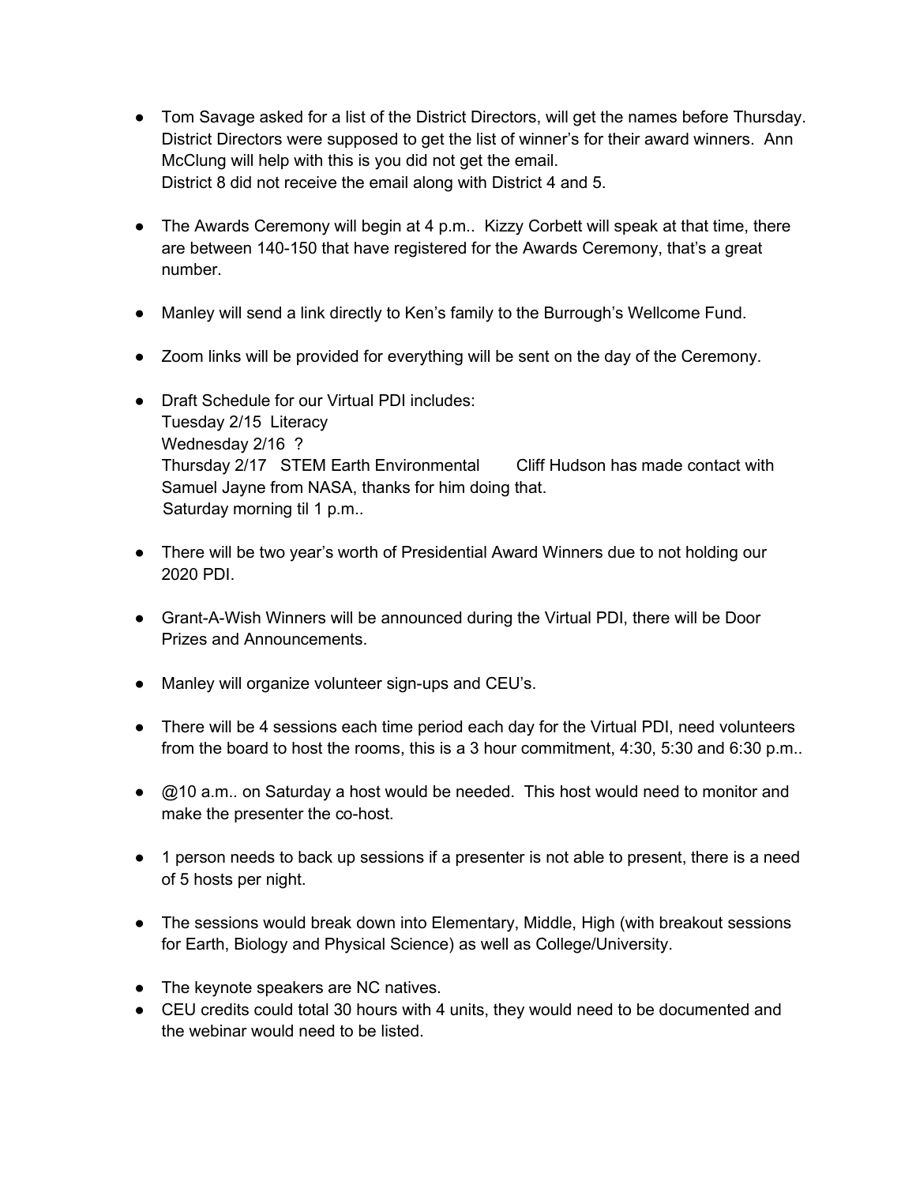- Tom Savage asked for a list of the District Directors, will get the names before Thursday. District Directors were supposed to get the list of winner's for their award winners. Ann McClung will help with this is you did not get the email.
  District 8 did not receive the email along with District 4 and 5.

- The Awards Ceremony will begin at 4 p.m.. Kizzy Corbett will speak at that time, there are between 140-150 that have registered for the Awards Ceremony, that's a great number.

- Manley will send a link directly to Ken's family to the Burrough's Wellcome Fund.

- Zoom links will be provided for everything will be sent on the day of the Ceremony.

- Draft Schedule for our Virtual PDI includes:
  Tuesday 2/15 Literacy
  Wednesday 2/16 ?
  Thursday 2/17 STEM Earth Environmental Cliff Hudson has made contact with Samuel Jayne from NASA, thanks for him doing that.
  Saturday morning til 1 p.m..

- There will be two year's worth of Presidential Award Winners due to not holding our 2020 PDI.

- Grant-A-Wish Winners will be announced during the Virtual PDI, there will be Door Prizes and Announcements.

- Manley will organize volunteer sign-ups and CEU's.

- There will be 4 sessions each time period each day for the Virtual PDI, need volunteers from the board to host the rooms, this is a 3 hour commitment, 4:30, 5:30 and 6:30 p.m..

- @10 a.m.. on Saturday a host would be needed. This host would need to monitor and make the presenter the co-host.

- 1 person needs to back up sessions if a presenter is not able to present, there is a need of 5 hosts per night.

- The sessions would break down into Elementary, Middle, High (with breakout sessions for Earth, Biology and Physical Science) as well as College/University.

- The keynote speakers are NC natives.
- CEU credits could total 30 hours with 4 units, they would need to be documented and the webinar would need to be listed.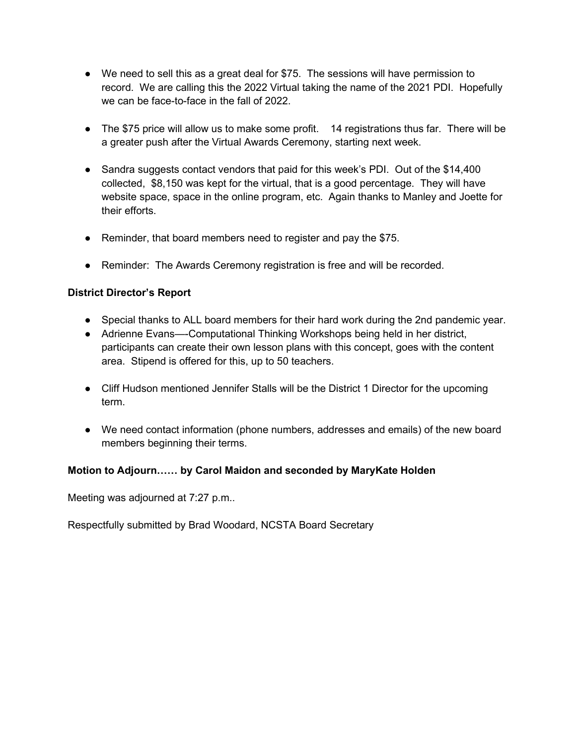- We need to sell this as a great deal for $75. The sessions will have permission to record. We are calling this the 2022 Virtual taking the name of the 2021 PDI. Hopefully we can be face-to-face in the fall of 2022.

- The $75 price will allow us to make some profit. 14 registrations thus far. There will be a greater push after the Virtual Awards Ceremony, starting next week.

- Sandra suggests contact vendors that paid for this week's PDI. Out of the $14,400 collected, $8,150 was kept for the virtual, that is a good percentage. They will have website space, space in the online program, etc. Again thanks to Manley and Joette for their efforts.

- Reminder, that board members need to register and pay the $75.

- Reminder: The Awards Ceremony registration is free and will be recorded.

**District Director's Report**

- Special thanks to ALL board members for their hard work during the 2nd pandemic year.
- Adrienne Evans—-Computational Thinking Workshops being held in her district, participants can create their own lesson plans with this concept, goes with the content area. Stipend is offered for this, up to 50 teachers.

- Cliff Hudson mentioned Jennifer Stalls will be the District 1 Director for the upcoming term.

- We need contact information (phone numbers, addresses and emails) of the new board members beginning their terms.

**Motion to Adjourn…… by Carol Maidon and seconded by MaryKate Holden**

Meeting was adjourned at 7:27 p.m..

Respectfully submitted by Brad Woodard, NCSTA Board Secretary